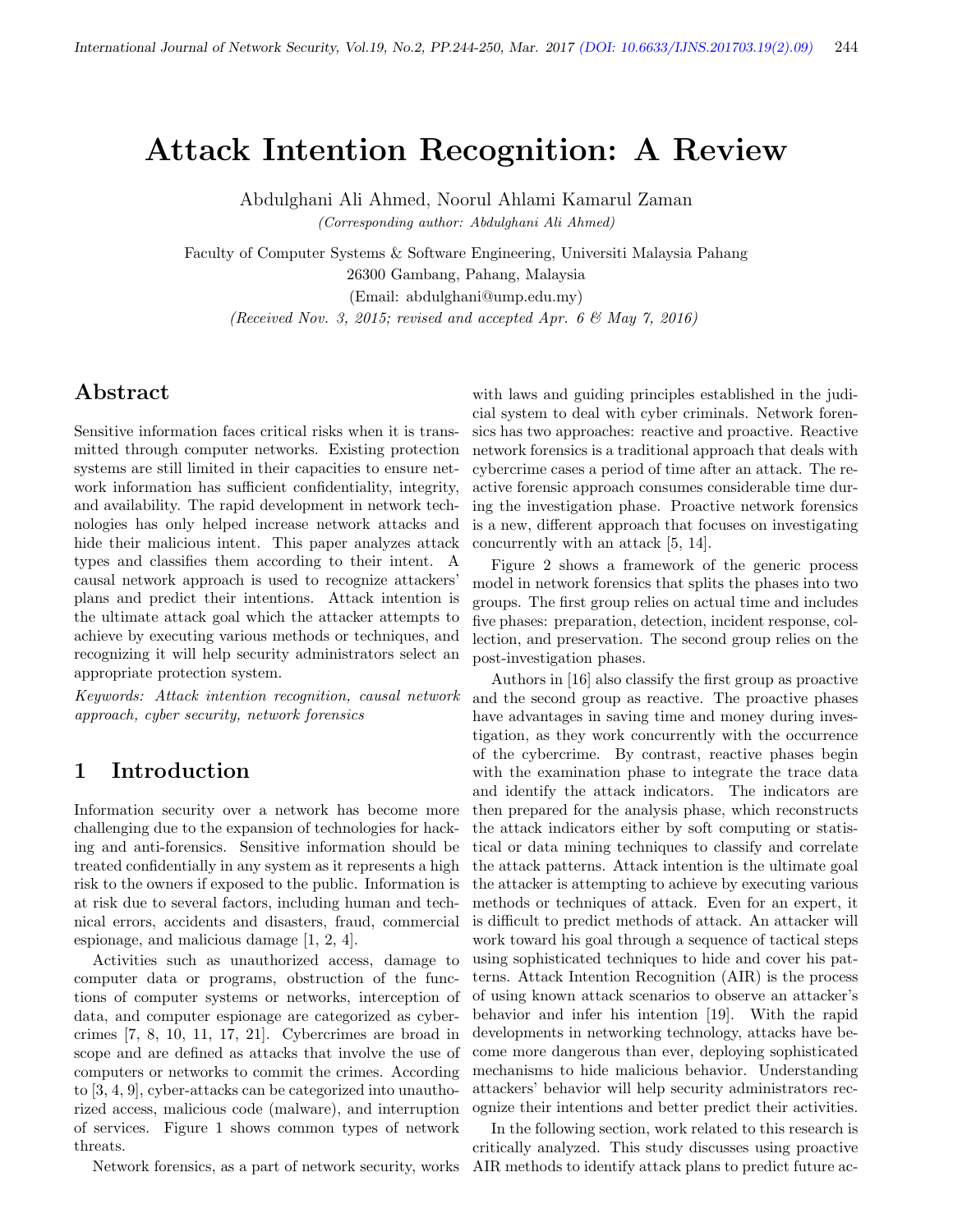# Attack Intention Recognition: A Review

Abdulghani Ali Ahmed, Noorul Ahlami Kamarul Zaman

*(Corresponding author: Abdulghani Ali Ahmed)*

Faculty of Computer Systems & Software Engineering, Universiti Malaysia Pahang
26300 Gambang, Pahang, Malaysia
(Email: abdulghani@ump.edu.my)

*(Received Nov. 3, 2015; revised and accepted Apr. 6 & May 7, 2016)*

## Abstract

Sensitive information faces critical risks when it is transmitted through computer networks. Existing protection systems are still limited in their capacities to ensure network information has sufficient confidentiality, integrity, and availability. The rapid development in network technologies has only helped increase network attacks and hide their malicious intent. This paper analyzes attack types and classifies them according to their intent. A causal network approach is used to recognize attackers' plans and predict their intentions. Attack intention is the ultimate attack goal which the attacker attempts to achieve by executing various methods or techniques, and recognizing it will help security administrators select an appropriate protection system.

*Keywords: Attack intention recognition, causal network approach, cyber security, network forensics*

## 1 Introduction

Information security over a network has become more challenging due to the expansion of technologies for hacking and anti-forensics. Sensitive information should be treated confidentially in any system as it represents a high risk to the owners if exposed to the public. Information is at risk due to several factors, including human and technical errors, accidents and disasters, fraud, commercial espionage, and malicious damage [1, 2, 4].

Activities such as unauthorized access, damage to computer data or programs, obstruction of the functions of computer systems or networks, interception of data, and computer espionage are categorized as cybercrimes [7, 8, 10, 11, 17, 21]. Cybercrimes are broad in scope and are defined as attacks that involve the use of computers or networks to commit the crimes. According to [3, 4, 9], cyber-attacks can be categorized into unauthorized access, malicious code (malware), and interruption of services. Figure 1 shows common types of network threats.

Network forensics, as a part of network security, works with laws and guiding principles established in the judicial system to deal with cyber criminals. Network forensics has two approaches: reactive and proactive. Reactive network forensics is a traditional approach that deals with cybercrime cases a period of time after an attack. The reactive forensic approach consumes considerable time during the investigation phase. Proactive network forensics is a new, different approach that focuses on investigating concurrently with an attack [5, 14].

Figure 2 shows a framework of the generic process model in network forensics that splits the phases into two groups. The first group relies on actual time and includes five phases: preparation, detection, incident response, collection, and preservation. The second group relies on the post-investigation phases.

Authors in [16] also classify the first group as proactive and the second group as reactive. The proactive phases have advantages in saving time and money during investigation, as they work concurrently with the occurrence of the cybercrime. By contrast, reactive phases begin with the examination phase to integrate the trace data and identify the attack indicators. The indicators are then prepared for the analysis phase, which reconstructs the attack indicators either by soft computing or statistical or data mining techniques to classify and correlate the attack patterns. Attack intention is the ultimate goal the attacker is attempting to achieve by executing various methods or techniques of attack. Even for an expert, it is difficult to predict methods of attack. An attacker will work toward his goal through a sequence of tactical steps using sophisticated techniques to hide and cover his patterns. Attack Intention Recognition (AIR) is the process of using known attack scenarios to observe an attacker's behavior and infer his intention [19]. With the rapid developments in networking technology, attacks have become more dangerous than ever, deploying sophisticated mechanisms to hide malicious behavior. Understanding attackers' behavior will help security administrators recognize their intentions and better predict their activities.

In the following section, work related to this research is critically analyzed. This study discusses using proactive AIR methods to identify attack plans to predict future ac-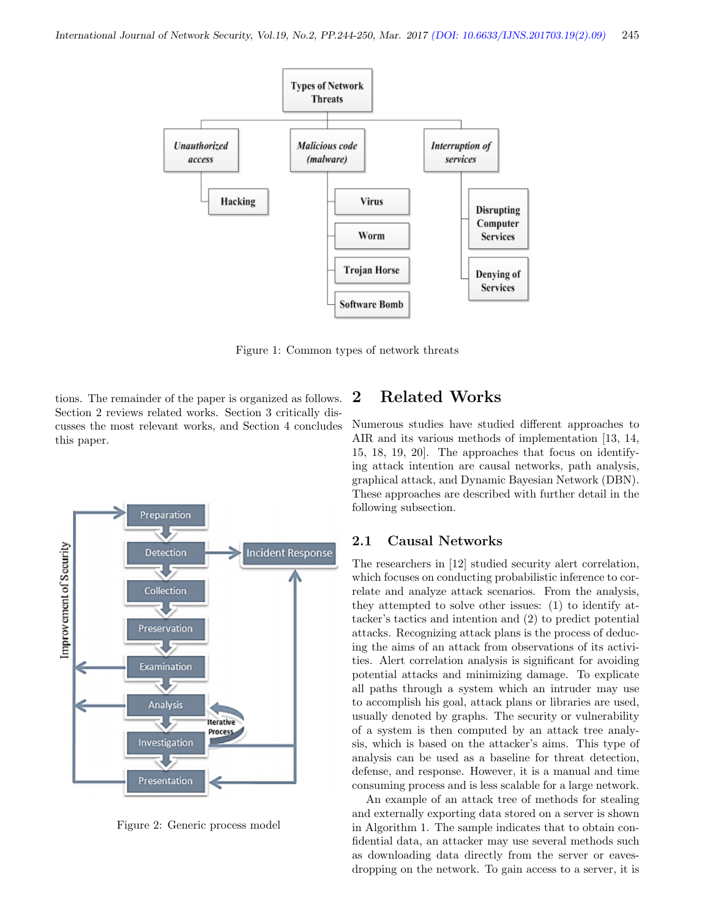Figure 1: Common types of network threats

tions. The remainder of the paper is organized as follows. Section 2 reviews related works. Section 3 critically discusses the most relevant works, and Section 4 concludes this paper.

Figure 2: Generic process model

## 2 Related Works

Numerous studies have studied different approaches to AIR and its various methods of implementation [13, 14, 15, 18, 19, 20]. The approaches that focus on identifying attack intention are causal networks, path analysis, graphical attack, and Dynamic Bayesian Network (DBN). These approaches are described with further detail in the following subsection.

### 2.1 Causal Networks

The researchers in [12] studied security alert correlation, which focuses on conducting probabilistic inference to correlate and analyze attack scenarios. From the analysis, they attempted to solve other issues: (1) to identify attacker's tactics and intention and (2) to predict potential attacks. Recognizing attack plans is the process of deducing the aims of an attack from observations of its activities. Alert correlation analysis is significant for avoiding potential attacks and minimizing damage. To explicate all paths through a system which an intruder may use to accomplish his goal, attack plans or libraries are used, usually denoted by graphs. The security or vulnerability of a system is then computed by an attack tree analysis, which is based on the attacker's aims. This type of analysis can be used as a baseline for threat detection, defense, and response. However, it is a manual and time consuming process and is less scalable for a large network.

An example of an attack tree of methods for stealing and externally exporting data stored on a server is shown in Algorithm 1. The sample indicates that to obtain confidential data, an attacker may use several methods such as downloading data directly from the server or eavesdropping on the network. To gain access to a server, it is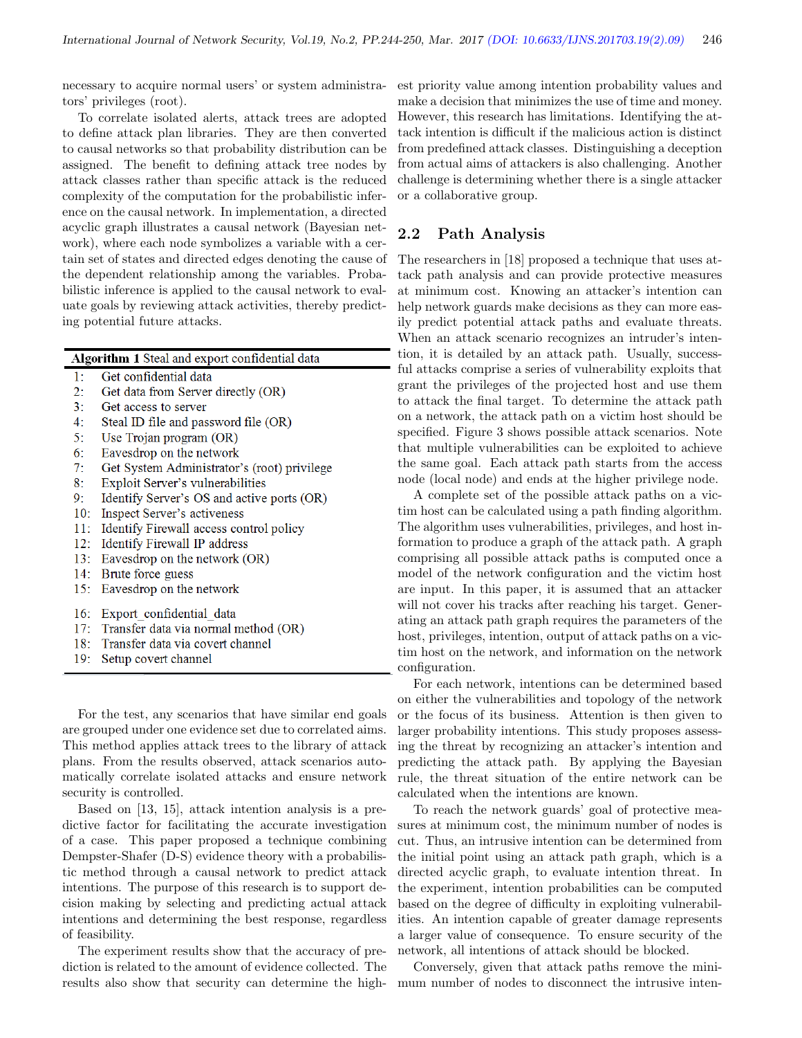necessary to acquire normal users' or system administrators' privileges (root).

To correlate isolated alerts, attack trees are adopted to define attack plan libraries. They are then converted to causal networks so that probability distribution can be assigned. The benefit to defining attack tree nodes by attack classes rather than specific attack is the reduced complexity of the computation for the probabilistic inference on the causal network. In implementation, a directed acyclic graph illustrates a causal network (Bayesian network), where each node symbolizes a variable with a certain set of states and directed edges denoting the cause of the dependent relationship among the variables. Probabilistic inference is applied to the causal network to evaluate goals by reviewing attack activities, thereby predicting potential future attacks.

**Algorithm 1** Steal and export confidential data

```
1:  Get confidential data
2:  Get data from Server directly (OR)
3:  Get access to server
4:  Steal ID file and password file (OR)
5:  Use Trojan program (OR)
6:  Eavesdrop on the network
7:  Get System Administrator's (root) privilege
8:  Exploit Server's vulnerabilities
9:  Identify Server's OS and active ports (OR)
10: Inspect Server's activeness
11: Identify Firewall access control policy
12: Identify Firewall IP address
13: Eavesdrop on the network (OR)
14: Brute force guess
15: Eavesdrop on the network

16: Export_confidential_data
17: Transfer data via normal method (OR)
18: Transfer data via covert channel
19: Setup covert channel
```

For the test, any scenarios that have similar end goals are grouped under one evidence set due to correlated aims. This method applies attack trees to the library of attack plans. From the results observed, attack scenarios automatically correlate isolated attacks and ensure network security is controlled.

Based on [13, 15], attack intention analysis is a predictive factor for facilitating the accurate investigation of a case. This paper proposed a technique combining Dempster-Shafer (D-S) evidence theory with a probabilistic method through a causal network to predict attack intentions. The purpose of this research is to support decision making by selecting and predicting actual attack intentions and determining the best response, regardless of feasibility.

The experiment results show that the accuracy of prediction is related to the amount of evidence collected. The results also show that security can determine the highest priority value among intention probability values and make a decision that minimizes the use of time and money. However, this research has limitations. Identifying the attack intention is difficult if the malicious action is distinct from predefined attack classes. Distinguishing a deception from actual aims of attackers is also challenging. Another challenge is determining whether there is a single attacker or a collaborative group.

## 2.2 Path Analysis

The researchers in [18] proposed a technique that uses attack path analysis and can provide protective measures at minimum cost. Knowing an attacker's intention can help network guards make decisions as they can more easily predict potential attack paths and evaluate threats. When an attack scenario recognizes an intruder's intention, it is detailed by an attack path. Usually, successful attacks comprise a series of vulnerability exploits that grant the privileges of the projected host and use them to attack the final target. To determine the attack path on a network, the attack path on a victim host should be specified. Figure 3 shows possible attack scenarios. Note that multiple vulnerabilities can be exploited to achieve the same goal. Each attack path starts from the access node (local node) and ends at the higher privilege node.

A complete set of the possible attack paths on a victim host can be calculated using a path finding algorithm. The algorithm uses vulnerabilities, privileges, and host information to produce a graph of the attack path. A graph comprising all possible attack paths is computed once a model of the network configuration and the victim host are input. In this paper, it is assumed that an attacker will not cover his tracks after reaching his target. Generating an attack path graph requires the parameters of the host, privileges, intention, output of attack paths on a victim host on the network, and information on the network configuration.

For each network, intentions can be determined based on either the vulnerabilities and topology of the network or the focus of its business. Attention is then given to larger probability intentions. This study proposes assessing the threat by recognizing an attacker's intention and predicting the attack path. By applying the Bayesian rule, the threat situation of the entire network can be calculated when the intentions are known.

To reach the network guards' goal of protective measures at minimum cost, the minimum number of nodes is cut. Thus, an intrusive intention can be determined from the initial point using an attack path graph, which is a directed acyclic graph, to evaluate intention threat. In the experiment, intention probabilities can be computed based on the degree of difficulty in exploiting vulnerabilities. An intention capable of greater damage represents a larger value of consequence. To ensure security of the network, all intentions of attack should be blocked.

Conversely, given that attack paths remove the minimum number of nodes to disconnect the intrusive inten-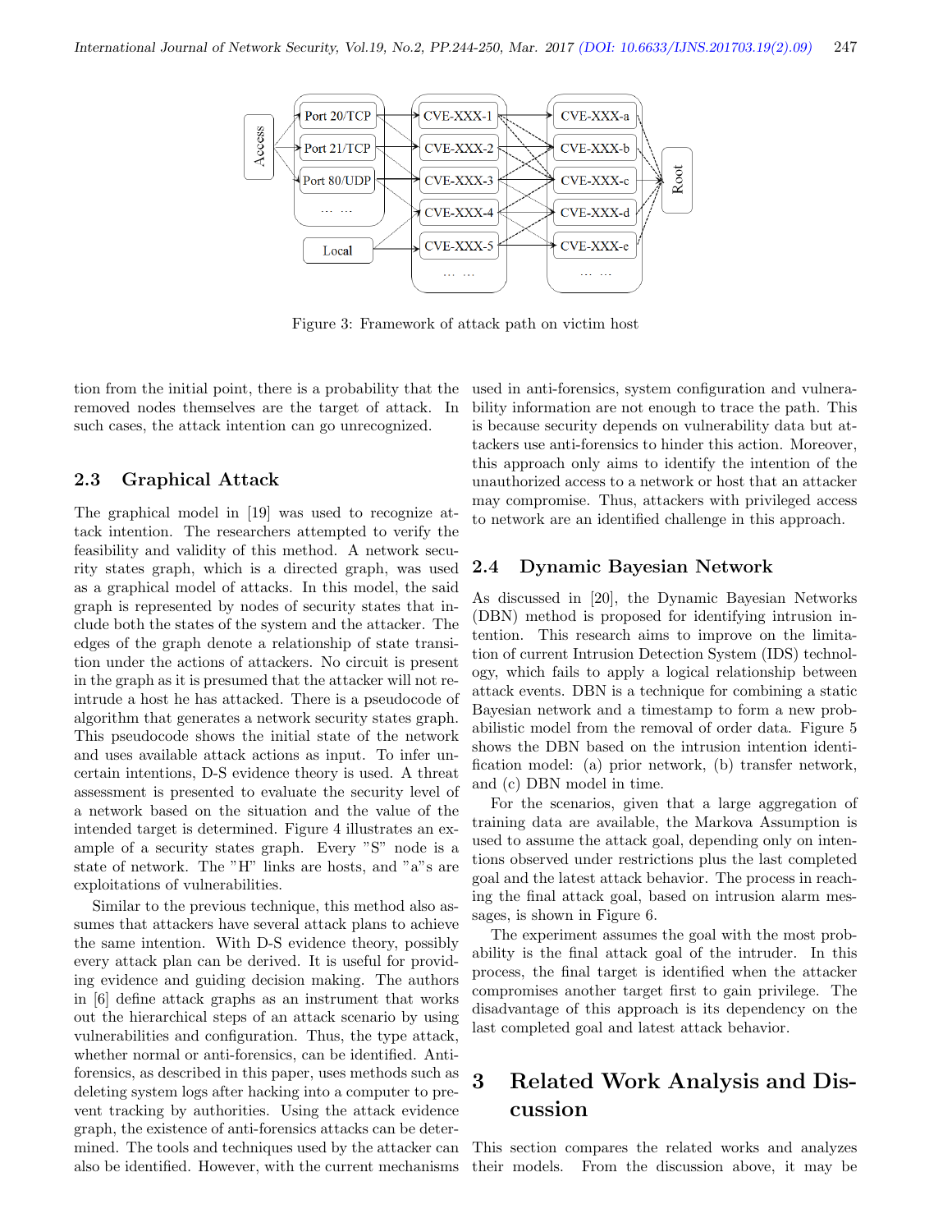Figure 3: Framework of attack path on victim host

tion from the initial point, there is a probability that the removed nodes themselves are the target of attack. In such cases, the attack intention can go unrecognized.

### 2.3 Graphical Attack

The graphical model in [19] was used to recognize attack intention. The researchers attempted to verify the feasibility and validity of this method. A network security states graph, which is a directed graph, was used as a graphical model of attacks. In this model, the said graph is represented by nodes of security states that include both the states of the system and the attacker. The edges of the graph denote a relationship of state transition under the actions of attackers. No circuit is present in the graph as it is presumed that the attacker will not re-intrude a host he has attacked. There is a pseudocode of algorithm that generates a network security states graph. This pseudocode shows the initial state of the network and uses available attack actions as input. To infer uncertain intentions, D-S evidence theory is used. A threat assessment is presented to evaluate the security level of a network based on the situation and the value of the intended target is determined. Figure 4 illustrates an example of a security states graph. Every "S" node is a state of network. The "H" links are hosts, and "a"s are exploitations of vulnerabilities.

Similar to the previous technique, this method also assumes that attackers have several attack plans to achieve the same intention. With D-S evidence theory, possibly every attack plan can be derived. It is useful for providing evidence and guiding decision making. The authors in [6] define attack graphs as an instrument that works out the hierarchical steps of an attack scenario by using vulnerabilities and configuration. Thus, the type attack, whether normal or anti-forensics, can be identified. Anti-forensics, as described in this paper, uses methods such as deleting system logs after hacking into a computer to prevent tracking by authorities. Using the attack evidence graph, the existence of anti-forensics attacks can be determined. The tools and techniques used by the attacker can also be identified. However, with the current mechanisms used in anti-forensics, system configuration and vulnerability information are not enough to trace the path. This is because security depends on vulnerability data but attackers use anti-forensics to hinder this action. Moreover, this approach only aims to identify the intention of the unauthorized access to a network or host that an attacker may compromise. Thus, attackers with privileged access to network are an identified challenge in this approach.

### 2.4 Dynamic Bayesian Network

As discussed in [20], the Dynamic Bayesian Networks (DBN) method is proposed for identifying intrusion intention. This research aims to improve on the limitation of current Intrusion Detection System (IDS) technology, which fails to apply a logical relationship between attack events. DBN is a technique for combining a static Bayesian network and a timestamp to form a new probabilistic model from the removal of order data. Figure 5 shows the DBN based on the intrusion intention identification model: (a) prior network, (b) transfer network, and (c) DBN model in time.

For the scenarios, given that a large aggregation of training data are available, the Markova Assumption is used to assume the attack goal, depending only on intentions observed under restrictions plus the last completed goal and the latest attack behavior. The process in reaching the final attack goal, based on intrusion alarm messages, is shown in Figure 6.

The experiment assumes the goal with the most probability is the final attack goal of the intruder. In this process, the final target is identified when the attacker compromises another target first to gain privilege. The disadvantage of this approach is its dependency on the last completed goal and latest attack behavior.

## 3 Related Work Analysis and Discussion

This section compares the related works and analyzes their models. From the discussion above, it may be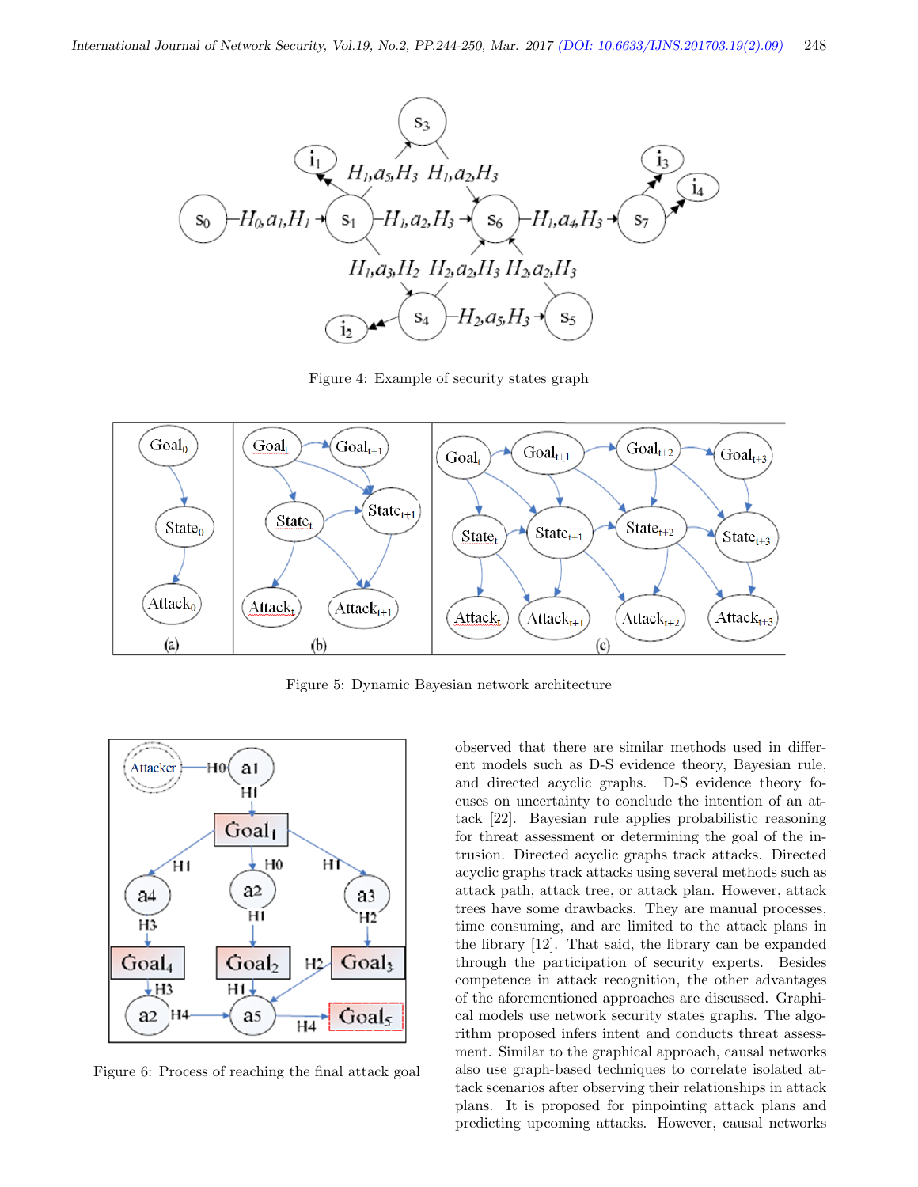Figure 4: Example of security states graph

Figure 5: Dynamic Bayesian network architecture

Figure 6: Process of reaching the final attack goal

observed that there are similar methods used in different models such as D-S evidence theory, Bayesian rule, and directed acyclic graphs. D-S evidence theory focuses on uncertainty to conclude the intention of an attack [22]. Bayesian rule applies probabilistic reasoning for threat assessment or determining the goal of the intrusion. Directed acyclic graphs track attacks. Directed acyclic graphs track attacks using several methods such as attack path, attack tree, or attack plan. However, attack trees have some drawbacks. They are manual processes, time consuming, and are limited to the attack plans in the library [12]. That said, the library can be expanded through the participation of security experts. Besides competence in attack recognition, the other advantages of the aforementioned approaches are discussed. Graphical models use network security states graphs. The algorithm proposed infers intent and conducts threat assessment. Similar to the graphical approach, causal networks also use graph-based techniques to correlate isolated attack scenarios after observing their relationships in attack plans. It is proposed for pinpointing attack plans and predicting upcoming attacks. However, causal networks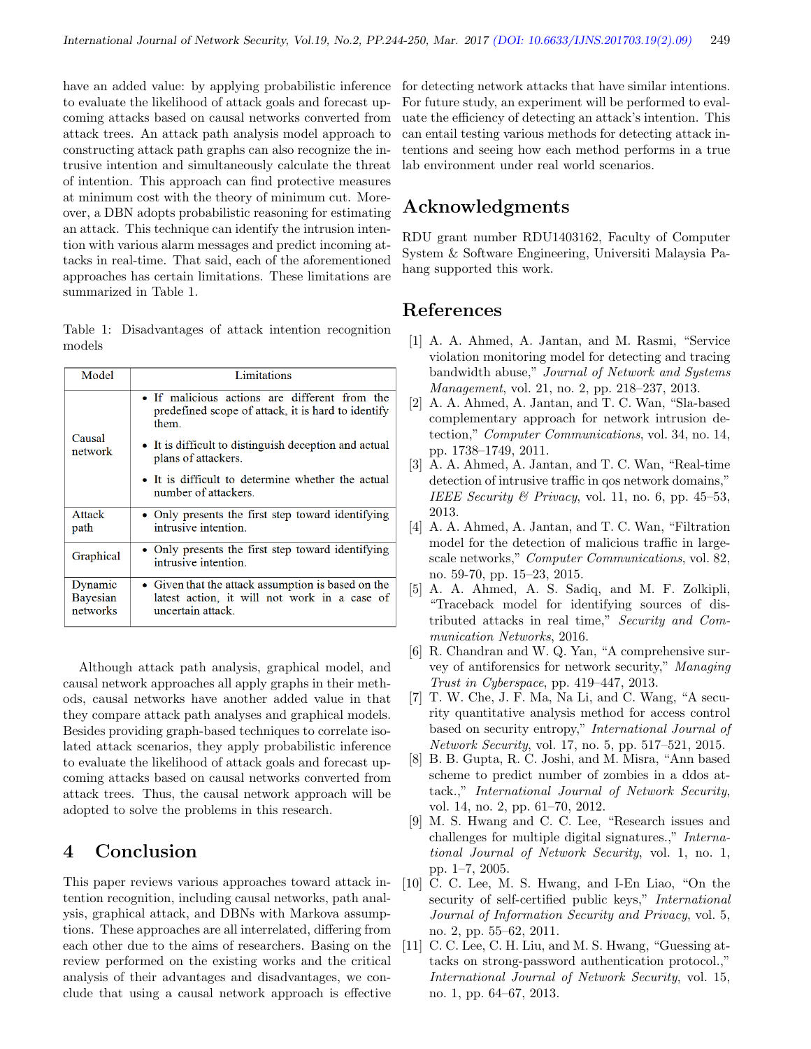have an added value: by applying probabilistic inference to evaluate the likelihood of attack goals and forecast upcoming attacks based on causal networks converted from attack trees. An attack path analysis model approach to constructing attack path graphs can also recognize the intrusive intention and simultaneously calculate the threat of intention. This approach can find protective measures at minimum cost with the theory of minimum cut. Moreover, a DBN adopts probabilistic reasoning for estimating an attack. This technique can identify the intrusion intention with various alarm messages and predict incoming attacks in real-time. That said, each of the aforementioned approaches has certain limitations. These limitations are summarized in Table 1.

Table 1: Disadvantages of attack intention recognition models

| Model | Limitations |
|---|---|
| Causal network | • If malicious actions are different from the predefined scope of attack, it is hard to identify them. <br> • It is difficult to distinguish deception and actual plans of attackers. <br> • It is difficult to determine whether the actual number of attackers. |
| Attack path | • Only presents the first step toward identifying intrusive intention. |
| Graphical | • Only presents the first step toward identifying intrusive intention. |
| Dynamic Bayesian networks | • Given that the attack assumption is based on the latest action, it will not work in a case of uncertain attack. |

Although attack path analysis, graphical model, and causal network approaches all apply graphs in their methods, causal networks have another added value in that they compare attack path analyses and graphical models. Besides providing graph-based techniques to correlate isolated attack scenarios, they apply probabilistic inference to evaluate the likelihood of attack goals and forecast upcoming attacks based on causal networks converted from attack trees. Thus, the causal network approach will be adopted to solve the problems in this research.

## 4 Conclusion

This paper reviews various approaches toward attack intention recognition, including causal networks, path analysis, graphical attack, and DBNs with Markova assumptions. These approaches are all interrelated, differing from each other due to the aims of researchers. Basing on the review performed on the existing works and the critical analysis of their advantages and disadvantages, we conclude that using a causal network approach is effective for detecting network attacks that have similar intentions. For future study, an experiment will be performed to evaluate the efficiency of detecting an attack's intention. This can entail testing various methods for detecting attack intentions and seeing how each method performs in a true lab environment under real world scenarios.

## Acknowledgments

RDU grant number RDU1403162, Faculty of Computer System & Software Engineering, Universiti Malaysia Pahang supported this work.

## References

[1] A. A. Ahmed, A. Jantan, and M. Rasmi, "Service violation monitoring model for detecting and tracing bandwidth abuse," *Journal of Network and Systems Management*, vol. 21, no. 2, pp. 218–237, 2013.

[2] A. A. Ahmed, A. Jantan, and T. C. Wan, "Sla-based complementary approach for network intrusion detection," *Computer Communications*, vol. 34, no. 14, pp. 1738–1749, 2011.

[3] A. A. Ahmed, A. Jantan, and T. C. Wan, "Real-time detection of intrusive traffic in qos network domains," *IEEE Security & Privacy*, vol. 11, no. 6, pp. 45–53, 2013.

[4] A. A. Ahmed, A. Jantan, and T. C. Wan, "Filtration model for the detection of malicious traffic in large-scale networks," *Computer Communications*, vol. 82, no. 59-70, pp. 15–23, 2015.

[5] A. A. Ahmed, A. S. Sadiq, and M. F. Zolkipli, "Traceback model for identifying sources of distributed attacks in real time," *Security and Communication Networks*, 2016.

[6] R. Chandran and W. Q. Yan, "A comprehensive survey of antiforensics for network security," *Managing Trust in Cyberspace*, pp. 419–447, 2013.

[7] T. W. Che, J. F. Ma, Na Li, and C. Wang, "A security quantitative analysis method for access control based on security entropy," *International Journal of Network Security*, vol. 17, no. 5, pp. 517–521, 2015.

[8] B. B. Gupta, R. C. Joshi, and M. Misra, "Ann based scheme to predict number of zombies in a ddos attack.," *International Journal of Network Security*, vol. 14, no. 2, pp. 61–70, 2012.

[9] M. S. Hwang and C. C. Lee, "Research issues and challenges for multiple digital signatures.," *International Journal of Network Security*, vol. 1, no. 1, pp. 1–7, 2005.

[10] C. C. Lee, M. S. Hwang, and I-En Liao, "On the security of self-certified public keys," *International Journal of Information Security and Privacy*, vol. 5, no. 2, pp. 55–62, 2011.

[11] C. C. Lee, C. H. Liu, and M. S. Hwang, "Guessing attacks on strong-password authentication protocol.," *International Journal of Network Security*, vol. 15, no. 1, pp. 64–67, 2013.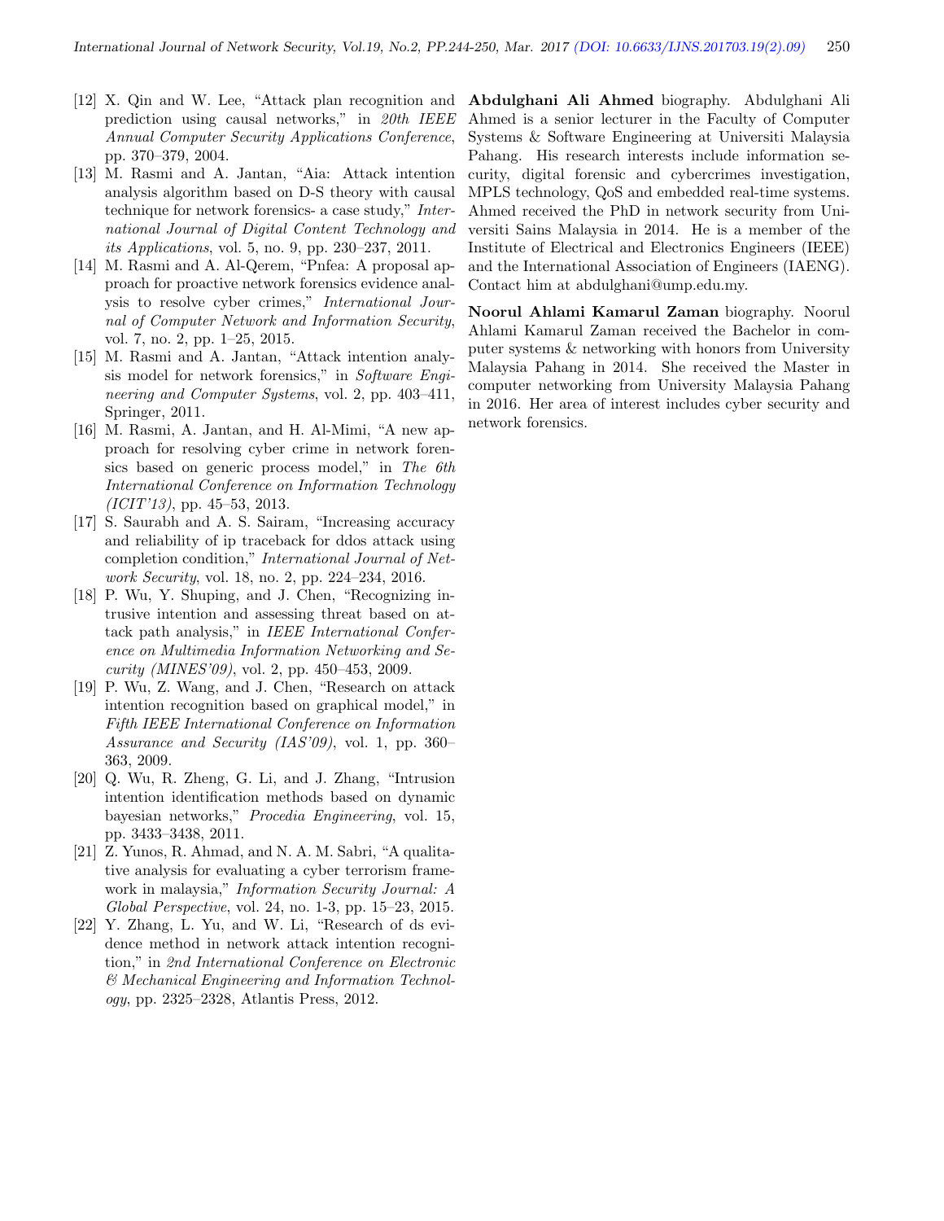[12] X. Qin and W. Lee, "Attack plan recognition and prediction using causal networks," in *20th IEEE Annual Computer Security Applications Conference*, pp. 370–379, 2004.

[13] M. Rasmi and A. Jantan, "Aia: Attack intention analysis algorithm based on D-S theory with causal technique for network forensics- a case study," *International Journal of Digital Content Technology and its Applications*, vol. 5, no. 9, pp. 230–237, 2011.

[14] M. Rasmi and A. Al-Qerem, "Pnfea: A proposal approach for proactive network forensics evidence analysis to resolve cyber crimes," *International Journal of Computer Network and Information Security*, vol. 7, no. 2, pp. 1–25, 2015.

[15] M. Rasmi and A. Jantan, "Attack intention analysis model for network forensics," in *Software Engineering and Computer Systems*, vol. 2, pp. 403–411, Springer, 2011.

[16] M. Rasmi, A. Jantan, and H. Al-Mimi, "A new approach for resolving cyber crime in network forensics based on generic process model," in *The 6th International Conference on Information Technology (ICIT'13)*, pp. 45–53, 2013.

[17] S. Saurabh and A. S. Sairam, "Increasing accuracy and reliability of ip traceback for ddos attack using completion condition," *International Journal of Network Security*, vol. 18, no. 2, pp. 224–234, 2016.

[18] P. Wu, Y. Shuping, and J. Chen, "Recognizing intrusive intention and assessing threat based on attack path analysis," in *IEEE International Conference on Multimedia Information Networking and Security (MINES'09)*, vol. 2, pp. 450–453, 2009.

[19] P. Wu, Z. Wang, and J. Chen, "Research on attack intention recognition based on graphical model," in *Fifth IEEE International Conference on Information Assurance and Security (IAS'09)*, vol. 1, pp. 360–363, 2009.

[20] Q. Wu, R. Zheng, G. Li, and J. Zhang, "Intrusion intention identification methods based on dynamic bayesian networks," *Procedia Engineering*, vol. 15, pp. 3433–3438, 2011.

[21] Z. Yunos, R. Ahmad, and N. A. M. Sabri, "A qualitative analysis for evaluating a cyber terrorism framework in malaysia," *Information Security Journal: A Global Perspective*, vol. 24, no. 1-3, pp. 15–23, 2015.

[22] Y. Zhang, L. Yu, and W. Li, "Research of ds evidence method in network attack intention recognition," in *2nd International Conference on Electronic & Mechanical Engineering and Information Technology*, pp. 2325–2328, Atlantis Press, 2012.

**Abdulghani Ali Ahmed** biography. Abdulghani Ali Ahmed is a senior lecturer in the Faculty of Computer Systems & Software Engineering at Universiti Malaysia Pahang. His research interests include information security, digital forensic and cybercrimes investigation, MPLS technology, QoS and embedded real-time systems. Ahmed received the PhD in network security from Universiti Sains Malaysia in 2014. He is a member of the Institute of Electrical and Electronics Engineers (IEEE) and the International Association of Engineers (IAENG). Contact him at abdulghani@ump.edu.my.

**Noorul Ahlami Kamarul Zaman** biography. Noorul Ahlami Kamarul Zaman received the Bachelor in computer systems & networking with honors from University Malaysia Pahang in 2014. She received the Master in computer networking from University Malaysia Pahang in 2016. Her area of interest includes cyber security and network forensics.